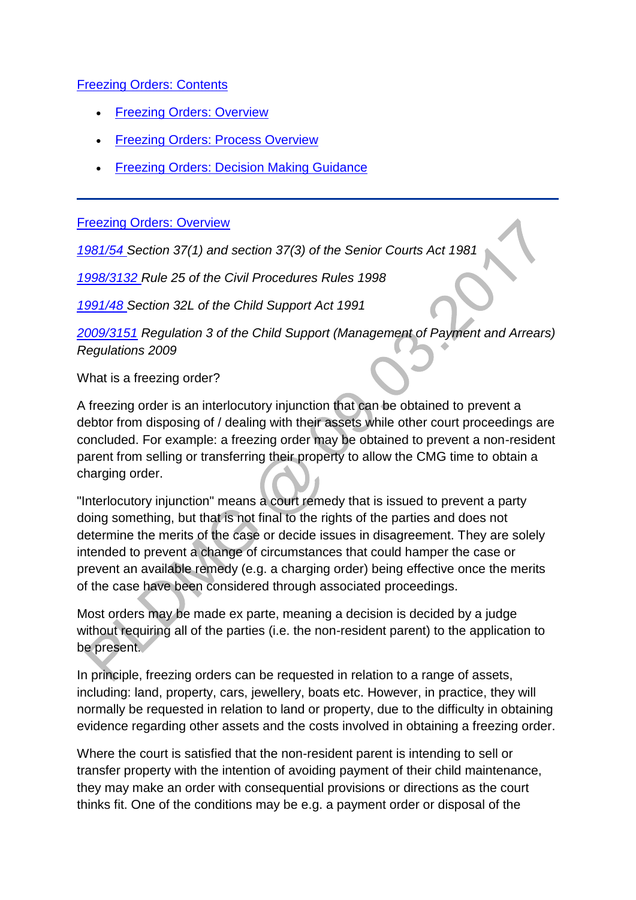[Freezing Orders: Contents]

- [Freezing Orders: Overview]
- [Freezing Orders: Process Overview]
- [Freezing Orders: Decision Making Guidance]

---

[Freezing Orders: Overview]

*[1981/54] Section 37(1) and section 37(3) of the Senior Courts Act 1981*

*[1998/3132] Rule 25 of the Civil Procedures Rules 1998*

*[1991/48] Section 32L of the Child Support Act 1991*

*[2009/3151] Regulation 3 of the Child Support (Management of Payment and Arrears) Regulations 2009*

What is a freezing order?

A freezing order is an interlocutory injunction that can be obtained to prevent a debtor from disposing of / dealing with their assets while other court proceedings are concluded. For example: a freezing order may be obtained to prevent a non-resident parent from selling or transferring their property to allow the CMG time to obtain a charging order.

"Interlocutory injunction" means a court remedy that is issued to prevent a party doing something, but that is not final to the rights of the parties and does not determine the merits of the case or decide issues in disagreement. They are solely intended to prevent a change of circumstances that could hamper the case or prevent an available remedy (e.g. a charging order) being effective once the merits of the case have been considered through associated proceedings.

Most orders may be made ex parte, meaning a decision is decided by a judge without requiring all of the parties (i.e. the non-resident parent) to the application to be present.

In principle, freezing orders can be requested in relation to a range of assets, including: land, property, cars, jewellery, boats etc. However, in practice, they will normally be requested in relation to land or property, due to the difficulty in obtaining evidence regarding other assets and the costs involved in obtaining a freezing order.

Where the court is satisfied that the non-resident parent is intending to sell or transfer property with the intention of avoiding payment of their child maintenance, they may make an order with consequential provisions or directions as the court thinks fit. One of the conditions may be e.g. a payment order or disposal of the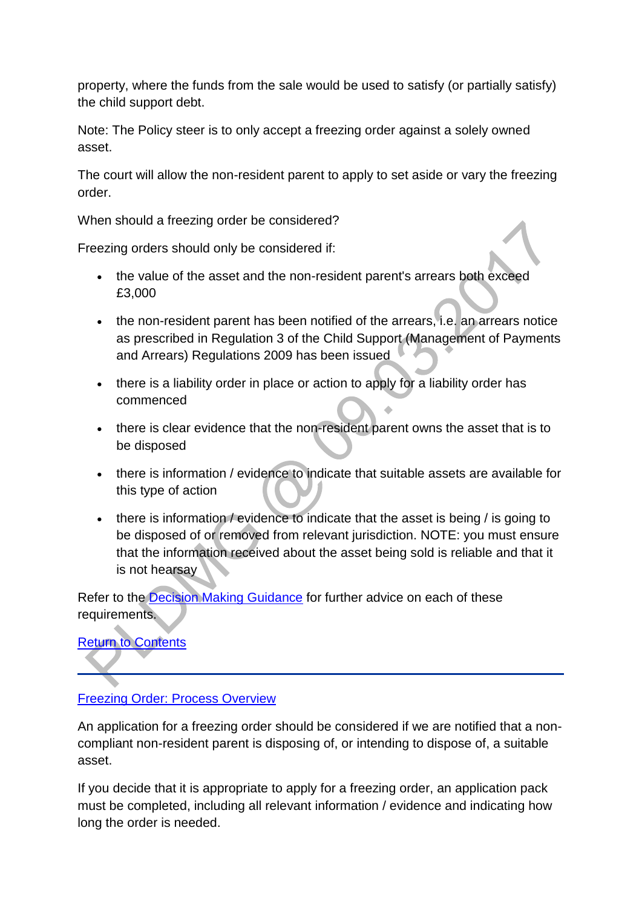property, where the funds from the sale would be used to satisfy (or partially satisfy) the child support debt.

Note: The Policy steer is to only accept a freezing order against a solely owned asset.

The court will allow the non-resident parent to apply to set aside or vary the freezing order.

When should a freezing order be considered?

Freezing orders should only be considered if:

- the value of the asset and the non-resident parent's arrears both exceed £3,000
- the non-resident parent has been notified of the arrears, i.e. an arrears notice as prescribed in Regulation 3 of the Child Support (Management of Payments and Arrears) Regulations 2009 has been issued
- there is a liability order in place or action to apply for a liability order has commenced
- there is clear evidence that the non-resident parent owns the asset that is to be disposed
- there is information / evidence to indicate that suitable assets are available for this type of action
- there is information / evidence to indicate that the asset is being / is going to be disposed of or removed from relevant jurisdiction. NOTE: you must ensure that the information received about the asset being sold is reliable and that it is not hearsay

Refer to the [Decision Making Guidance]() for further advice on each of these requirements.

[Return to Contents]()

---

## [Freezing Order: Process Overview]()

An application for a freezing order should be considered if we are notified that a non-compliant non-resident parent is disposing of, or intending to dispose of, a suitable asset.

If you decide that it is appropriate to apply for a freezing order, an application pack must be completed, including all relevant information / evidence and indicating how long the order is needed.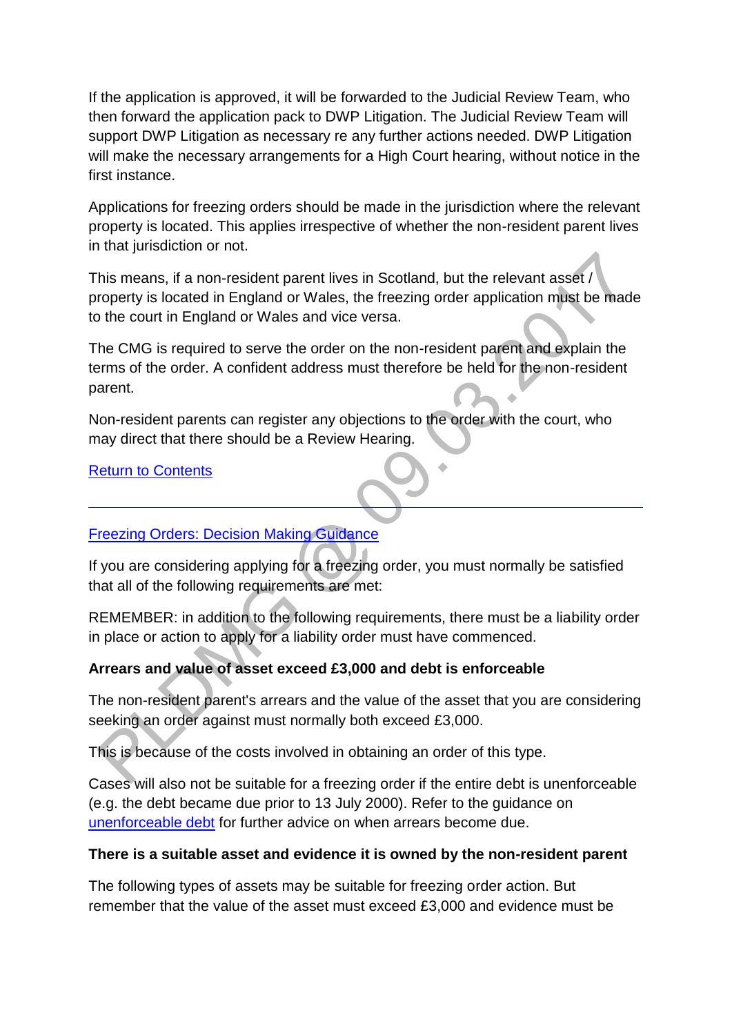If the application is approved, it will be forwarded to the Judicial Review Team, who then forward the application pack to DWP Litigation. The Judicial Review Team will support DWP Litigation as necessary re any further actions needed. DWP Litigation will make the necessary arrangements for a High Court hearing, without notice in the first instance.

Applications for freezing orders should be made in the jurisdiction where the relevant property is located. This applies irrespective of whether the non-resident parent lives in that jurisdiction or not.

This means, if a non-resident parent lives in Scotland, but the relevant asset / property is located in England or Wales, the freezing order application must be made to the court in England or Wales and vice versa.

The CMG is required to serve the order on the non-resident parent and explain the terms of the order. A confident address must therefore be held for the non-resident parent.

Non-resident parents can register any objections to the order with the court, who may direct that there should be a Review Hearing.

Return to Contents

---

Freezing Orders: Decision Making Guidance

If you are considering applying for a freezing order, you must normally be satisfied that all of the following requirements are met:

REMEMBER: in addition to the following requirements, there must be a liability order in place or action to apply for a liability order must have commenced.

**Arrears and value of asset exceed £3,000 and debt is enforceable**

The non-resident parent's arrears and the value of the asset that you are considering seeking an order against must normally both exceed £3,000.

This is because of the costs involved in obtaining an order of this type.

Cases will also not be suitable for a freezing order if the entire debt is unenforceable (e.g. the debt became due prior to 13 July 2000). Refer to the guidance on unenforceable debt for further advice on when arrears become due.

**There is a suitable asset and evidence it is owned by the non-resident parent**

The following types of assets may be suitable for freezing order action. But remember that the value of the asset must exceed £3,000 and evidence must be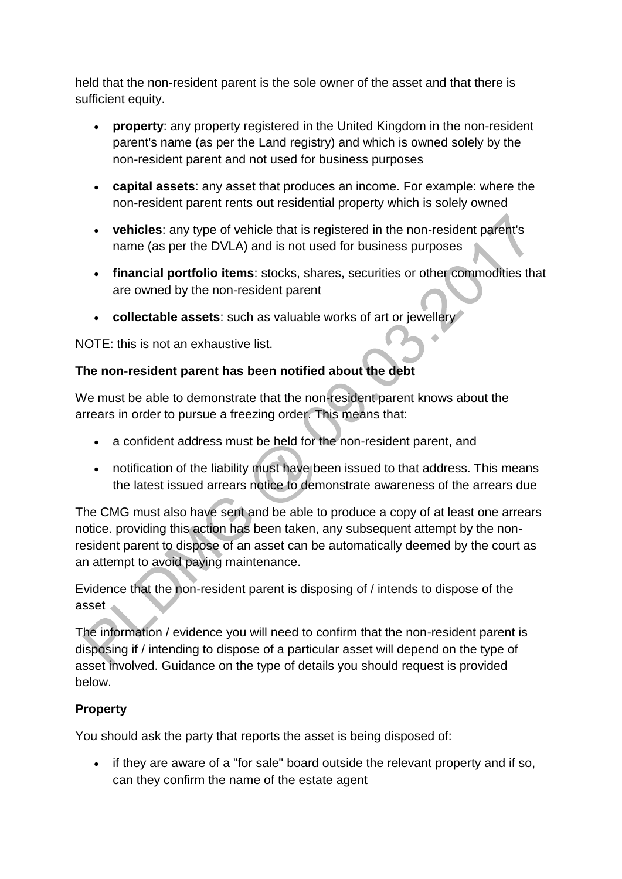held that the non-resident parent is the sole owner of the asset and that there is sufficient equity.

- **property**: any property registered in the United Kingdom in the non-resident parent's name (as per the Land registry) and which is owned solely by the non-resident parent and not used for business purposes
- **capital assets**: any asset that produces an income. For example: where the non-resident parent rents out residential property which is solely owned
- **vehicles**: any type of vehicle that is registered in the non-resident parent's name (as per the DVLA) and is not used for business purposes
- **financial portfolio items**: stocks, shares, securities or other commodities that are owned by the non-resident parent
- **collectable assets**: such as valuable works of art or jewellery

NOTE: this is not an exhaustive list.

**The non-resident parent has been notified about the debt**

We must be able to demonstrate that the non-resident parent knows about the arrears in order to pursue a freezing order. This means that:

- a confident address must be held for the non-resident parent, and
- notification of the liability must have been issued to that address. This means the latest issued arrears notice to demonstrate awareness of the arrears due

The CMG must also have sent and be able to produce a copy of at least one arrears notice. providing this action has been taken, any subsequent attempt by the non-resident parent to dispose of an asset can be automatically deemed by the court as an attempt to avoid paying maintenance.

Evidence that the non-resident parent is disposing of / intends to dispose of the asset

The information / evidence you will need to confirm that the non-resident parent is disposing if / intending to dispose of a particular asset will depend on the type of asset involved. Guidance on the type of details you should request is provided below.

**Property**

You should ask the party that reports the asset is being disposed of:

- if they are aware of a "for sale" board outside the relevant property and if so, can they confirm the name of the estate agent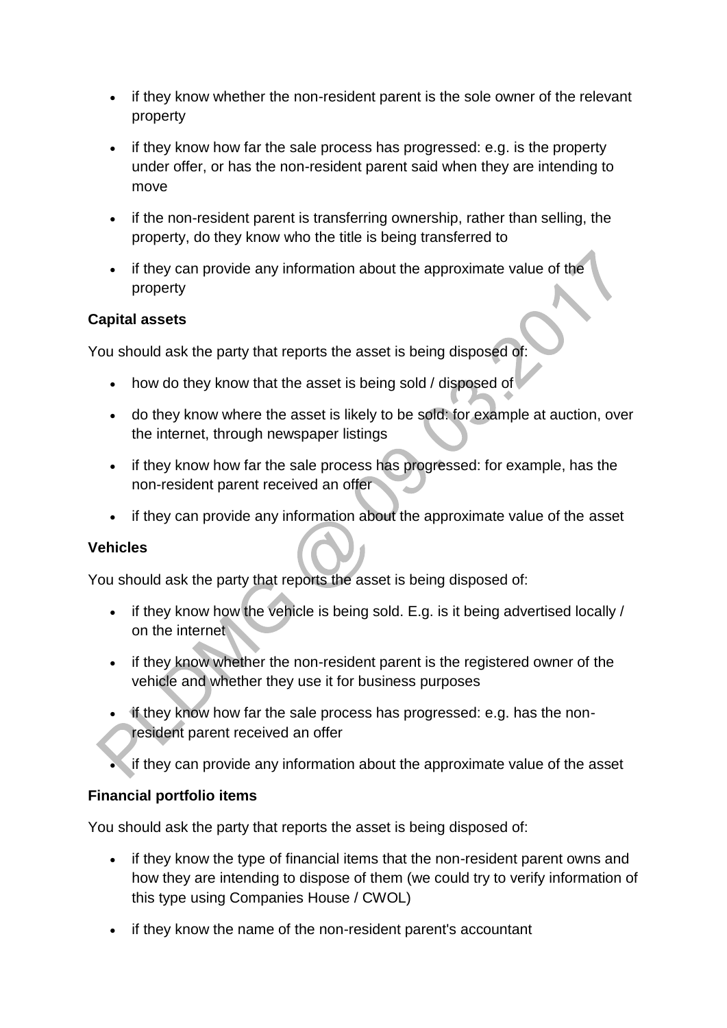- if they know whether the non-resident parent is the sole owner of the relevant property
- if they know how far the sale process has progressed: e.g. is the property under offer, or has the non-resident parent said when they are intending to move
- if the non-resident parent is transferring ownership, rather than selling, the property, do they know who the title is being transferred to
- if they can provide any information about the approximate value of the property

**Capital assets**

You should ask the party that reports the asset is being disposed of:

- how do they know that the asset is being sold / disposed of
- do they know where the asset is likely to be sold: for example at auction, over the internet, through newspaper listings
- if they know how far the sale process has progressed: for example, has the non-resident parent received an offer
- if they can provide any information about the approximate value of the asset

**Vehicles**

You should ask the party that reports the asset is being disposed of:

- if they know how the vehicle is being sold. E.g. is it being advertised locally / on the internet
- if they know whether the non-resident parent is the registered owner of the vehicle and whether they use it for business purposes
- if they know how far the sale process has progressed: e.g. has the non-resident parent received an offer
- if they can provide any information about the approximate value of the asset

**Financial portfolio items**

You should ask the party that reports the asset is being disposed of:

- if they know the type of financial items that the non-resident parent owns and how they are intending to dispose of them (we could try to verify information of this type using Companies House / CWOL)
- if they know the name of the non-resident parent's accountant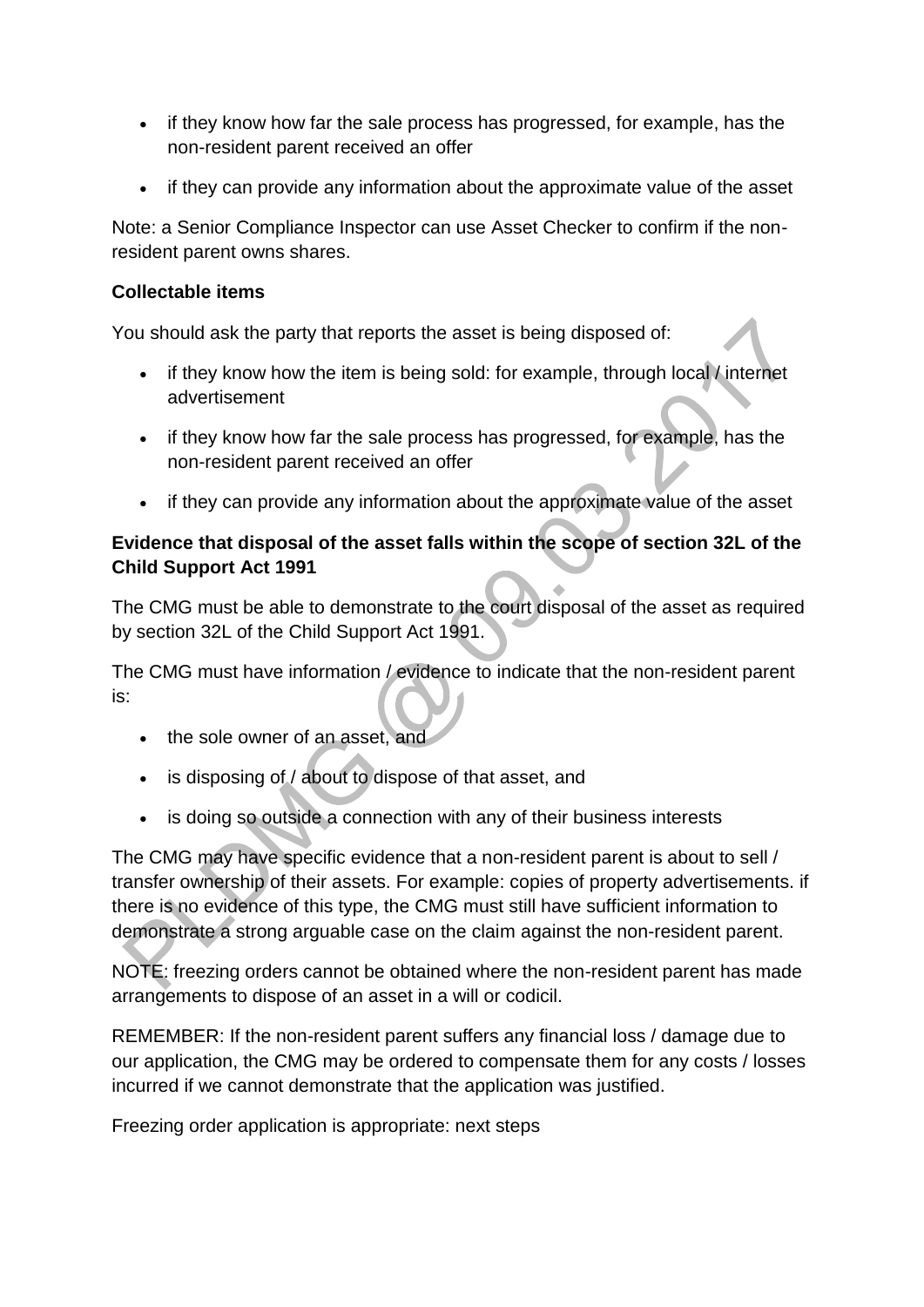- if they know how far the sale process has progressed, for example, has the non-resident parent received an offer
- if they can provide any information about the approximate value of the asset

Note: a Senior Compliance Inspector can use Asset Checker to confirm if the non-resident parent owns shares.

**Collectable items**

You should ask the party that reports the asset is being disposed of:

- if they know how the item is being sold: for example, through local / internet advertisement
- if they know how far the sale process has progressed, for example, has the non-resident parent received an offer
- if they can provide any information about the approximate value of the asset

**Evidence that disposal of the asset falls within the scope of section 32L of the Child Support Act 1991**

The CMG must be able to demonstrate to the court disposal of the asset as required by section 32L of the Child Support Act 1991.

The CMG must have information / evidence to indicate that the non-resident parent is:

- the sole owner of an asset, and
- is disposing of / about to dispose of that asset, and
- is doing so outside a connection with any of their business interests

The CMG may have specific evidence that a non-resident parent is about to sell / transfer ownership of their assets. For example: copies of property advertisements. if there is no evidence of this type, the CMG must still have sufficient information to demonstrate a strong arguable case on the claim against the non-resident parent.

NOTE: freezing orders cannot be obtained where the non-resident parent has made arrangements to dispose of an asset in a will or codicil.

REMEMBER: If the non-resident parent suffers any financial loss / damage due to our application, the CMG may be ordered to compensate them for any costs / losses incurred if we cannot demonstrate that the application was justified.

Freezing order application is appropriate: next steps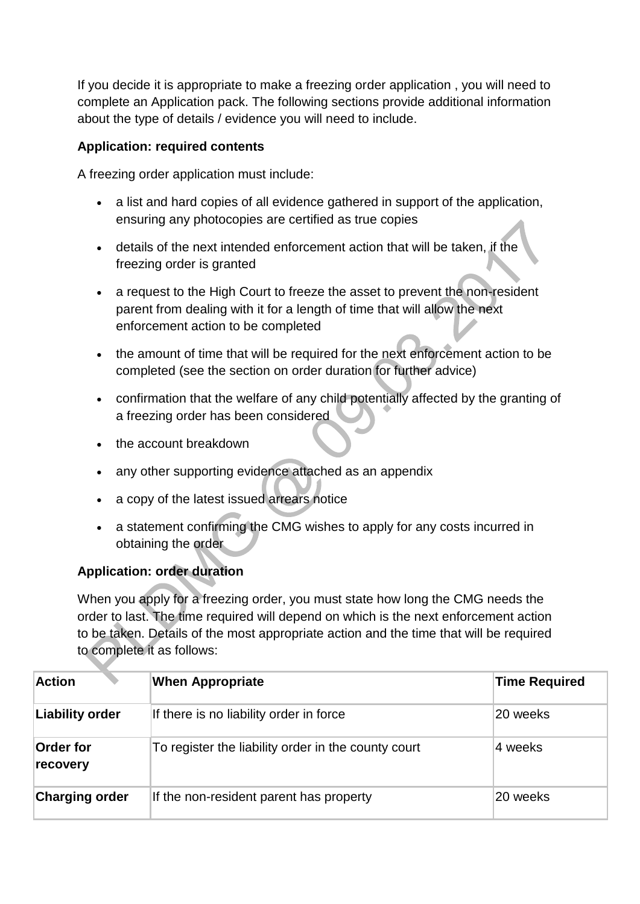If you decide it is appropriate to make a freezing order application , you will need to complete an Application pack. The following sections provide additional information about the type of details / evidence you will need to include.

**Application: required contents**

A freezing order application must include:

- a list and hard copies of all evidence gathered in support of the application, ensuring any photocopies are certified as true copies
- details of the next intended enforcement action that will be taken, if the freezing order is granted
- a request to the High Court to freeze the asset to prevent the non-resident parent from dealing with it for a length of time that will allow the next enforcement action to be completed
- the amount of time that will be required for the next enforcement action to be completed (see the section on order duration for further advice)
- confirmation that the welfare of any child potentially affected by the granting of a freezing order has been considered
- the account breakdown
- any other supporting evidence attached as an appendix
- a copy of the latest issued arrears notice
- a statement confirming the CMG wishes to apply for any costs incurred in obtaining the order

**Application: order duration**

When you apply for a freezing order, you must state how long the CMG needs the order to last. The time required will depend on which is the next enforcement action to be taken. Details of the most appropriate action and the time that will be required to complete it as follows:

| Action | When Appropriate | Time Required |
|---|---|---|
| **Liability order** | If there is no liability order in force | 20 weeks |
| **Order for recovery** | To register the liability order in the county court | 4 weeks |
| **Charging order** | If the non-resident parent has property | 20 weeks |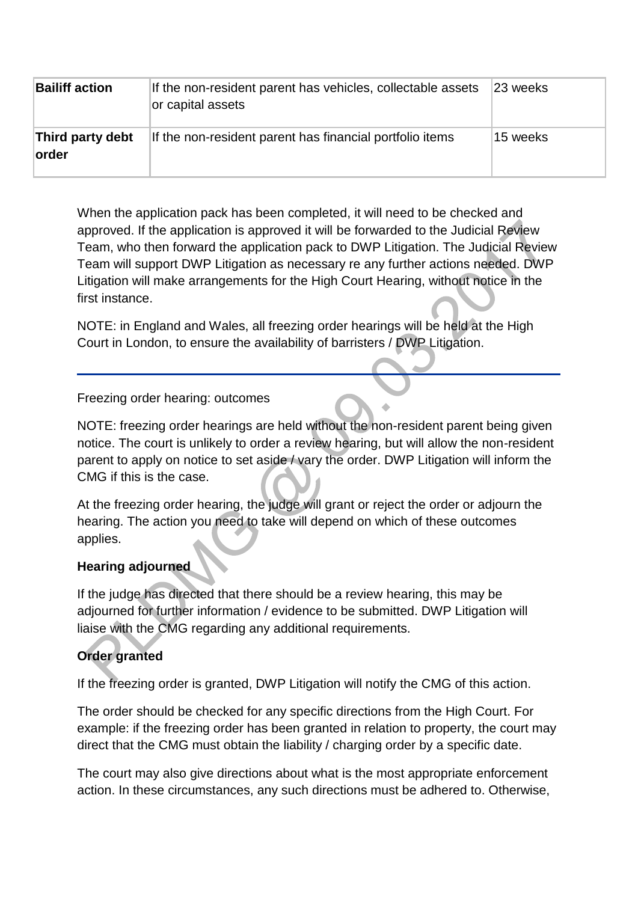| **Bailiff action** | If the non-resident parent has vehicles, collectable assets or capital assets | 23 weeks |
|---|---|---|
| **Third party debt order** | If the non-resident parent has financial portfolio items | 15 weeks |

When the application pack has been completed, it will need to be checked and approved. If the application is approved it will be forwarded to the Judicial Review Team, who then forward the application pack to DWP Litigation. The Judicial Review Team will support DWP Litigation as necessary re any further actions needed. DWP Litigation will make arrangements for the High Court Hearing, without notice in the first instance.

NOTE: in England and Wales, all freezing order hearings will be held at the High Court in London, to ensure the availability of barristers / DWP Litigation.

---

Freezing order hearing: outcomes

NOTE: freezing order hearings are held without the non-resident parent being given notice. The court is unlikely to order a review hearing, but will allow the non-resident parent to apply on notice to set aside / vary the order. DWP Litigation will inform the CMG if this is the case.

At the freezing order hearing, the judge will grant or reject the order or adjourn the hearing. The action you need to take will depend on which of these outcomes applies.

**Hearing adjourned**

If the judge has directed that there should be a review hearing, this may be adjourned for further information / evidence to be submitted. DWP Litigation will liaise with the CMG regarding any additional requirements.

**Order granted**

If the freezing order is granted, DWP Litigation will notify the CMG of this action.

The order should be checked for any specific directions from the High Court. For example: if the freezing order has been granted in relation to property, the court may direct that the CMG must obtain the liability / charging order by a specific date.

The court may also give directions about what is the most appropriate enforcement action. In these circumstances, any such directions must be adhered to. Otherwise,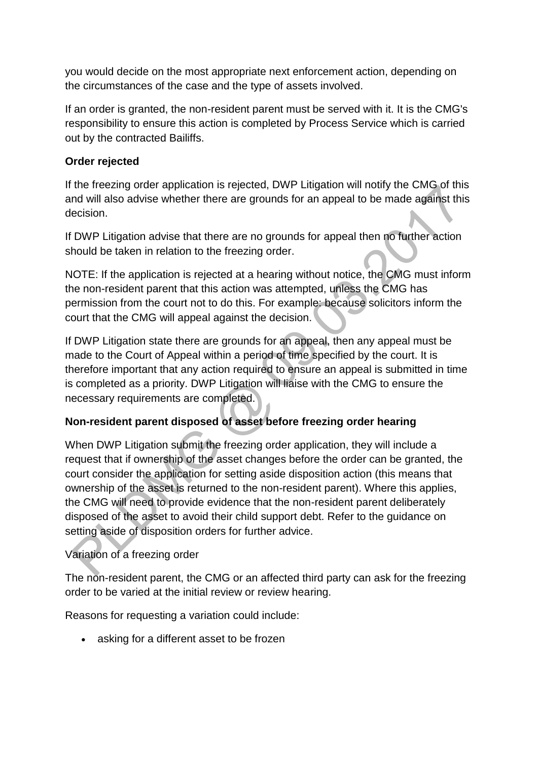you would decide on the most appropriate next enforcement action, depending on the circumstances of the case and the type of assets involved.

If an order is granted, the non-resident parent must be served with it. It is the CMG's responsibility to ensure this action is completed by Process Service which is carried out by the contracted Bailiffs.

**Order rejected**

If the freezing order application is rejected, DWP Litigation will notify the CMG of this and will also advise whether there are grounds for an appeal to be made against this decision.

If DWP Litigation advise that there are no grounds for appeal then no further action should be taken in relation to the freezing order.

NOTE: If the application is rejected at a hearing without notice, the CMG must inform the non-resident parent that this action was attempted, unless the CMG has permission from the court not to do this. For example: because solicitors inform the court that the CMG will appeal against the decision.

If DWP Litigation state there are grounds for an appeal, then any appeal must be made to the Court of Appeal within a period of time specified by the court. It is therefore important that any action required to ensure an appeal is submitted in time is completed as a priority. DWP Litigation will liaise with the CMG to ensure the necessary requirements are completed.

**Non-resident parent disposed of asset before freezing order hearing**

When DWP Litigation submit the freezing order application, they will include a request that if ownership of the asset changes before the order can be granted, the court consider the application for setting aside disposition action (this means that ownership of the asset is returned to the non-resident parent). Where this applies, the CMG will need to provide evidence that the non-resident parent deliberately disposed of the asset to avoid their child support debt. Refer to the guidance on setting aside of disposition orders for further advice.

Variation of a freezing order

The non-resident parent, the CMG or an affected third party can ask for the freezing order to be varied at the initial review or review hearing.

Reasons for requesting a variation could include:

- asking for a different asset to be frozen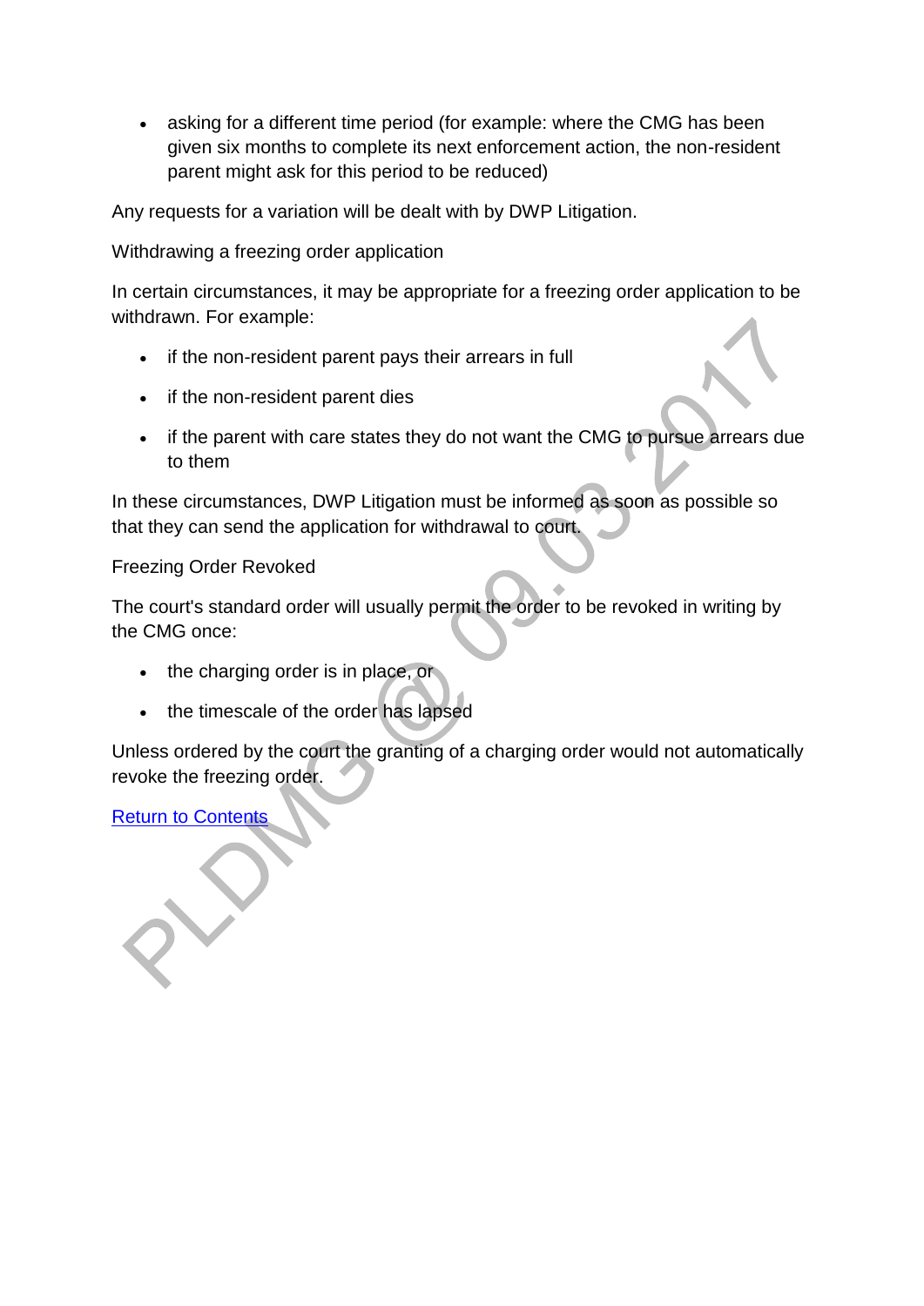- asking for a different time period (for example: where the CMG has been given six months to complete its next enforcement action, the non-resident parent might ask for this period to be reduced)

Any requests for a variation will be dealt with by DWP Litigation.

Withdrawing a freezing order application

In certain circumstances, it may be appropriate for a freezing order application to be withdrawn. For example:

- if the non-resident parent pays their arrears in full
- if the non-resident parent dies
- if the parent with care states they do not want the CMG to pursue arrears due to them

In these circumstances, DWP Litigation must be informed as soon as possible so that they can send the application for withdrawal to court.

Freezing Order Revoked

The court's standard order will usually permit the order to be revoked in writing by the CMG once:

- the charging order is in place, or
- the timescale of the order has lapsed

Unless ordered by the court the granting of a charging order would not automatically revoke the freezing order.

Return to Contents